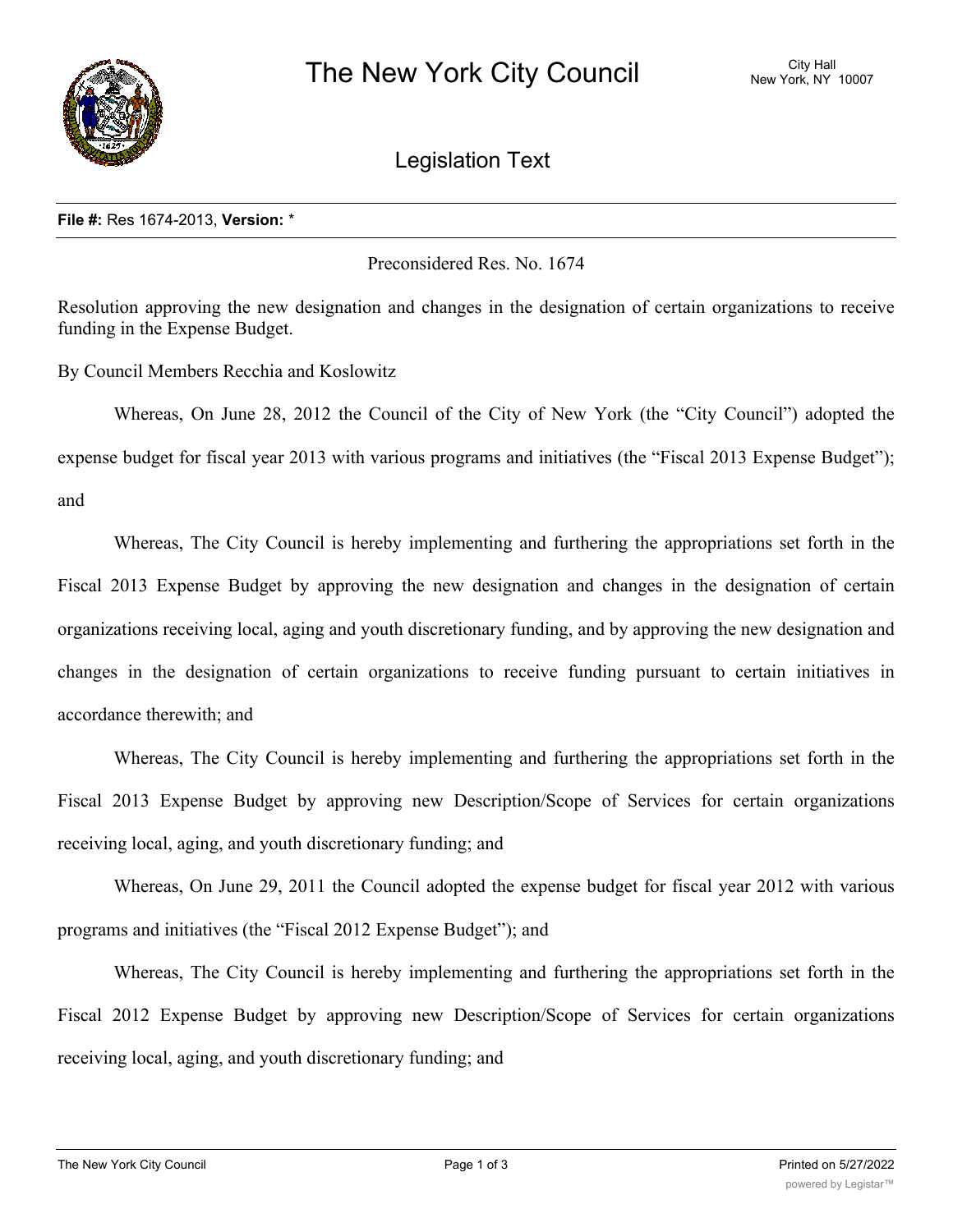# The New York City Council

City Hall
New York, NY 10007

## Legislation Text

**File #:** Res 1674-2013, **Version:** *

Preconsidered Res. No. 1674

Resolution approving the new designation and changes in the designation of certain organizations to receive funding in the Expense Budget.

By Council Members Recchia and Koslowitz

Whereas, On June 28, 2012 the Council of the City of New York (the "City Council") adopted the expense budget for fiscal year 2013 with various programs and initiatives (the "Fiscal 2013 Expense Budget"); and

Whereas, The City Council is hereby implementing and furthering the appropriations set forth in the Fiscal 2013 Expense Budget by approving the new designation and changes in the designation of certain organizations receiving local, aging and youth discretionary funding, and by approving the new designation and changes in the designation of certain organizations to receive funding pursuant to certain initiatives in accordance therewith; and

Whereas, The City Council is hereby implementing and furthering the appropriations set forth in the Fiscal 2013 Expense Budget by approving new Description/Scope of Services for certain organizations receiving local, aging, and youth discretionary funding; and

Whereas, On June 29, 2011 the Council adopted the expense budget for fiscal year 2012 with various programs and initiatives (the "Fiscal 2012 Expense Budget"); and

Whereas, The City Council is hereby implementing and furthering the appropriations set forth in the Fiscal 2012 Expense Budget by approving new Description/Scope of Services for certain organizations receiving local, aging, and youth discretionary funding; and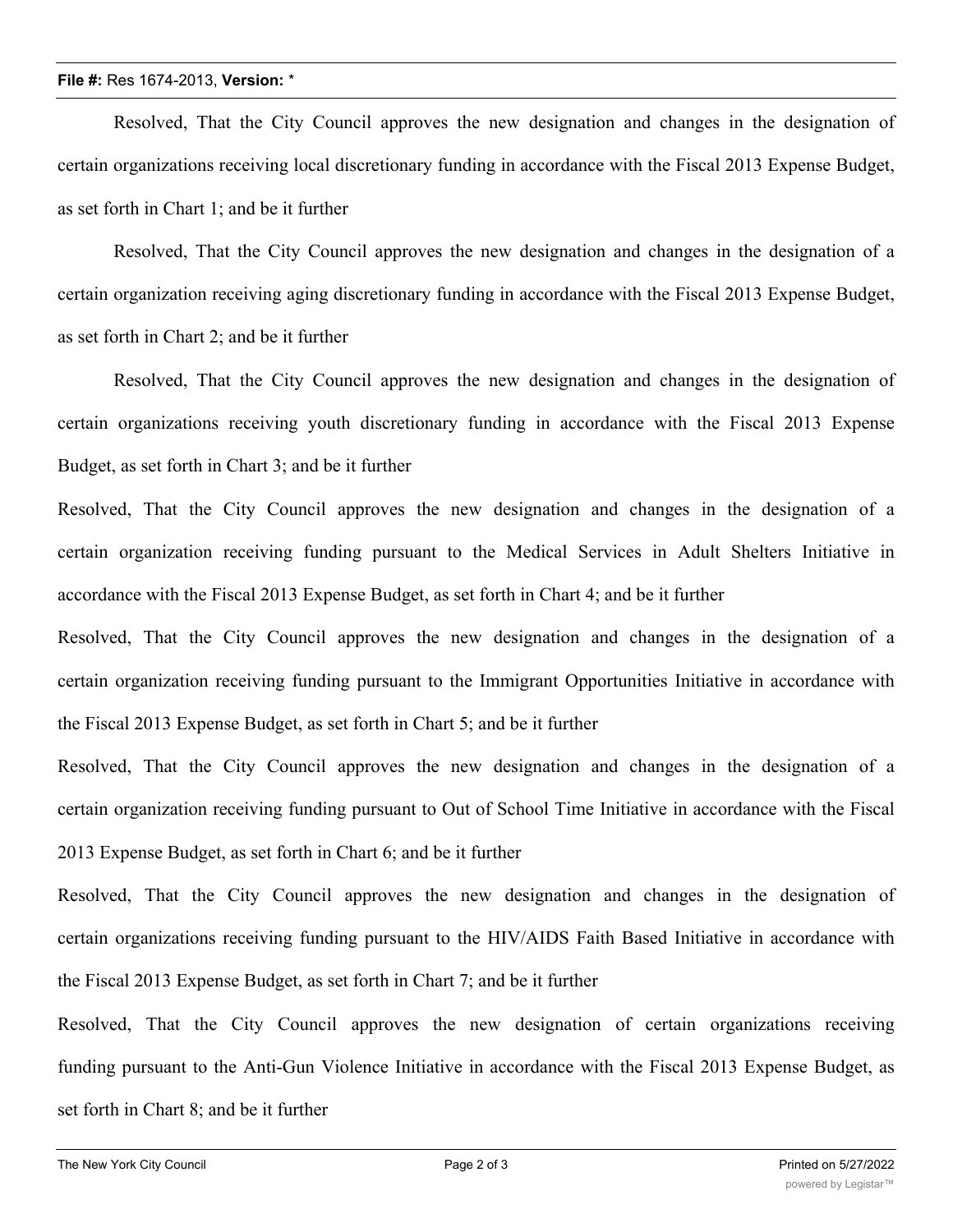Resolved, That the City Council approves the new designation and changes in the designation of certain organizations receiving local discretionary funding in accordance with the Fiscal 2013 Expense Budget, as set forth in Chart 1; and be it further

Resolved, That the City Council approves the new designation and changes in the designation of a certain organization receiving aging discretionary funding in accordance with the Fiscal 2013 Expense Budget, as set forth in Chart 2; and be it further

Resolved, That the City Council approves the new designation and changes in the designation of certain organizations receiving youth discretionary funding in accordance with the Fiscal 2013 Expense Budget, as set forth in Chart 3; and be it further

Resolved, That the City Council approves the new designation and changes in the designation of a certain organization receiving funding pursuant to the Medical Services in Adult Shelters Initiative in accordance with the Fiscal 2013 Expense Budget, as set forth in Chart 4; and be it further

Resolved, That the City Council approves the new designation and changes in the designation of a certain organization receiving funding pursuant to the Immigrant Opportunities Initiative in accordance with the Fiscal 2013 Expense Budget, as set forth in Chart 5; and be it further

Resolved, That the City Council approves the new designation and changes in the designation of a certain organization receiving funding pursuant to Out of School Time Initiative in accordance with the Fiscal 2013 Expense Budget, as set forth in Chart 6; and be it further

Resolved, That the City Council approves the new designation and changes in the designation of certain organizations receiving funding pursuant to the HIV/AIDS Faith Based Initiative in accordance with the Fiscal 2013 Expense Budget, as set forth in Chart 7; and be it further

Resolved, That the City Council approves the new designation of certain organizations receiving funding pursuant to the Anti-Gun Violence Initiative in accordance with the Fiscal 2013 Expense Budget, as set forth in Chart 8; and be it further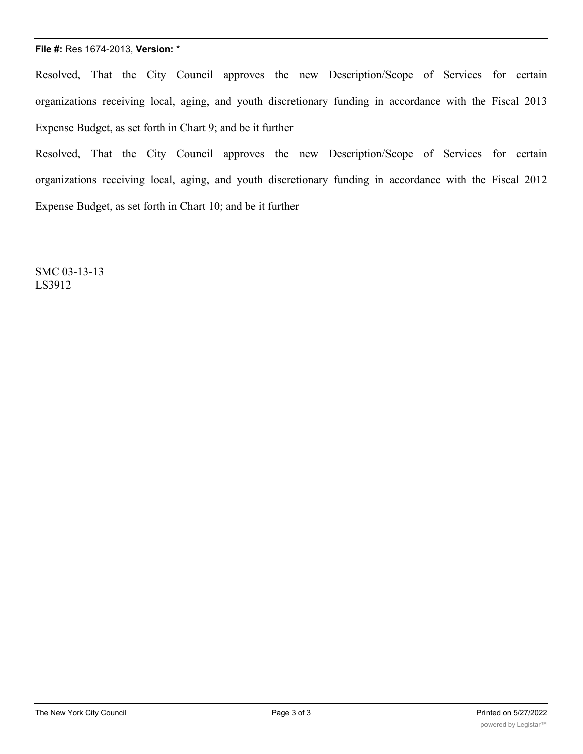Resolved, That the City Council approves the new Description/Scope of Services for certain organizations receiving local, aging, and youth discretionary funding in accordance with the Fiscal 2013 Expense Budget, as set forth in Chart 9; and be it further

Resolved, That the City Council approves the new Description/Scope of Services for certain organizations receiving local, aging, and youth discretionary funding in accordance with the Fiscal 2012 Expense Budget, as set forth in Chart 10; and be it further

SMC 03-13-13
LS3912